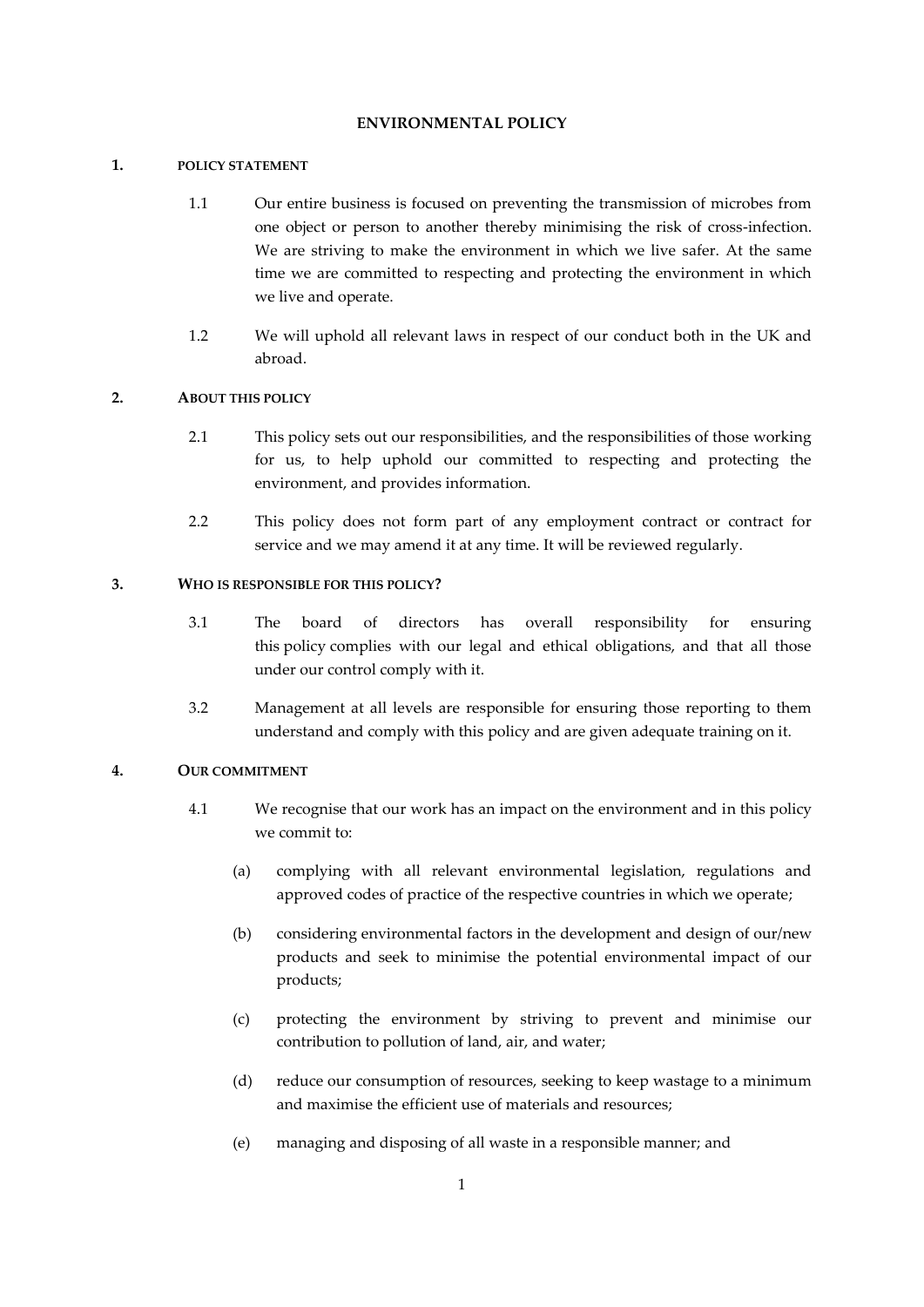# ENVIRONMENTAL POLICY

## 1. POLICY STATEMENT

1.1 Our entire business is focused on preventing the transmission of microbes from one object or person to another thereby minimising the risk of cross-infection. We are striving to make the environment in which we live safer. At the same time we are committed to respecting and protecting the environment in which we live and operate.

1.2 We will uphold all relevant laws in respect of our conduct both in the UK and abroad.

## 2. ABOUT THIS POLICY

2.1 This policy sets out our responsibilities, and the responsibilities of those working for us, to help uphold our committed to respecting and protecting the environment, and provides information.

2.2 This policy does not form part of any employment contract or contract for service and we may amend it at any time. It will be reviewed regularly.

## 3. WHO IS RESPONSIBLE FOR THIS POLICY?

3.1 The board of directors has overall responsibility for ensuring this policy complies with our legal and ethical obligations, and that all those under our control comply with it.

3.2 Management at all levels are responsible for ensuring those reporting to them understand and comply with this policy and are given adequate training on it.

## 4. OUR COMMITMENT

4.1 We recognise that our work has an impact on the environment and in this policy we commit to:

(a) complying with all relevant environmental legislation, regulations and approved codes of practice of the respective countries in which we operate;

(b) considering environmental factors in the development and design of our/new products and seek to minimise the potential environmental impact of our products;

(c) protecting the environment by striving to prevent and minimise our contribution to pollution of land, air, and water;

(d) reduce our consumption of resources, seeking to keep wastage to a minimum and maximise the efficient use of materials and resources;

(e) managing and disposing of all waste in a responsible manner; and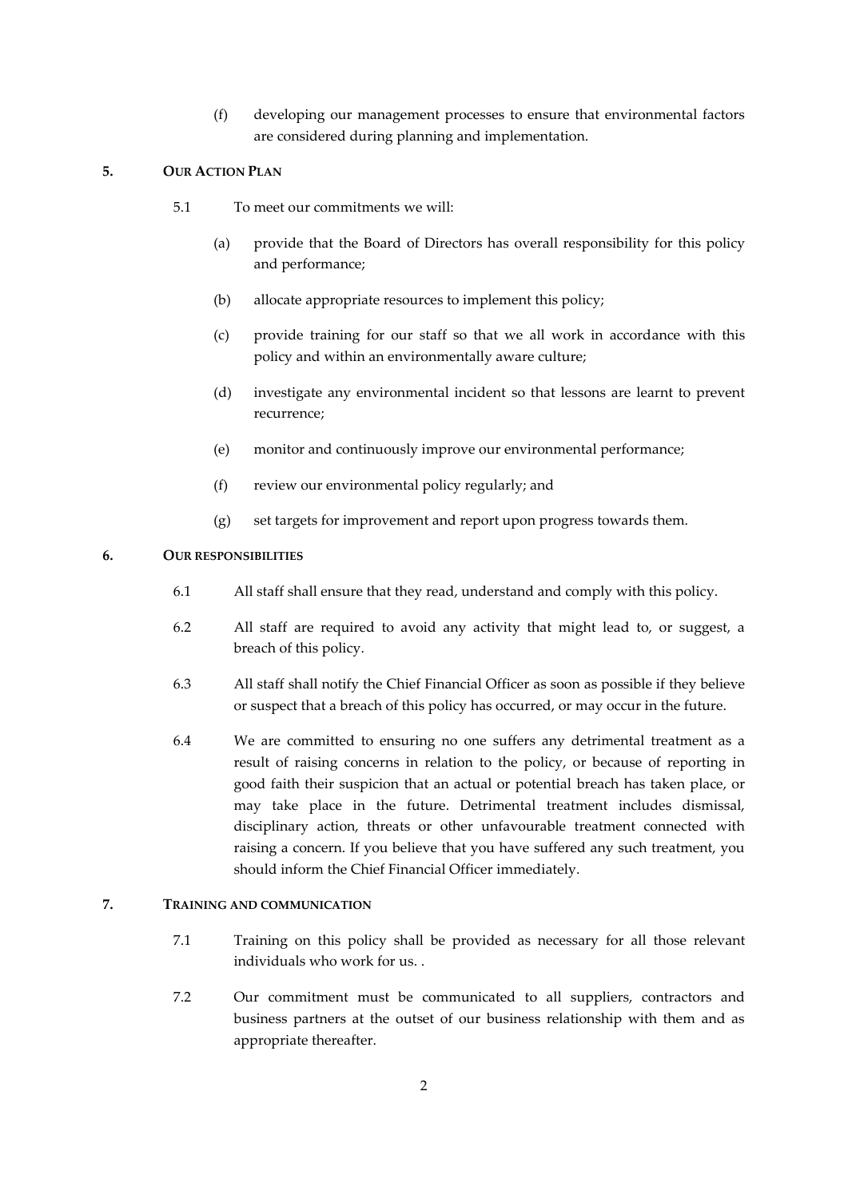(f) developing our management processes to ensure that environmental factors are considered during planning and implementation.

## 5. OUR ACTION PLAN

5.1 To meet our commitments we will:

(a) provide that the Board of Directors has overall responsibility for this policy and performance;

(b) allocate appropriate resources to implement this policy;

(c) provide training for our staff so that we all work in accordance with this policy and within an environmentally aware culture;

(d) investigate any environmental incident so that lessons are learnt to prevent recurrence;

(e) monitor and continuously improve our environmental performance;

(f) review our environmental policy regularly; and

(g) set targets for improvement and report upon progress towards them.

## 6. OUR RESPONSIBILITIES

6.1 All staff shall ensure that they read, understand and comply with this policy.

6.2 All staff are required to avoid any activity that might lead to, or suggest, a breach of this policy.

6.3 All staff shall notify the Chief Financial Officer as soon as possible if they believe or suspect that a breach of this policy has occurred, or may occur in the future.

6.4 We are committed to ensuring no one suffers any detrimental treatment as a result of raising concerns in relation to the policy, or because of reporting in good faith their suspicion that an actual or potential breach has taken place, or may take place in the future. Detrimental treatment includes dismissal, disciplinary action, threats or other unfavourable treatment connected with raising a concern. If you believe that you have suffered any such treatment, you should inform the Chief Financial Officer immediately.

## 7. TRAINING AND COMMUNICATION

7.1 Training on this policy shall be provided as necessary for all those relevant individuals who work for us. .

7.2 Our commitment must be communicated to all suppliers, contractors and business partners at the outset of our business relationship with them and as appropriate thereafter.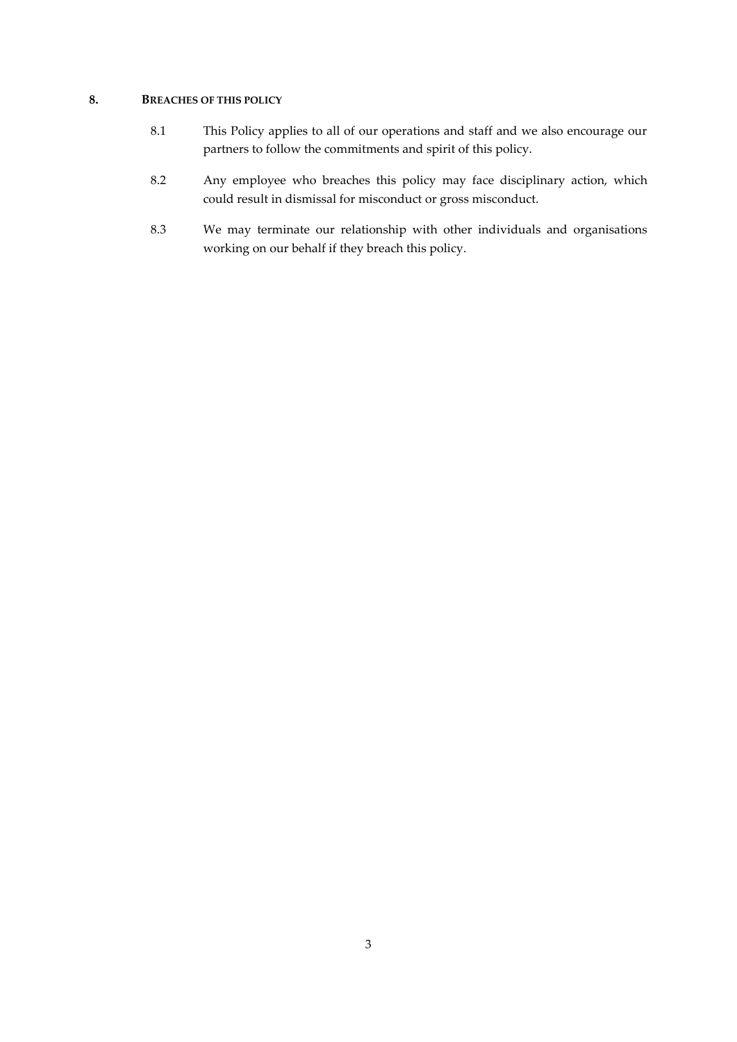## 8. BREACHES OF THIS POLICY

8.1 This Policy applies to all of our operations and staff and we also encourage our partners to follow the commitments and spirit of this policy.

8.2 Any employee who breaches this policy may face disciplinary action, which could result in dismissal for misconduct or gross misconduct.

8.3 We may terminate our relationship with other individuals and organisations working on our behalf if they breach this policy.